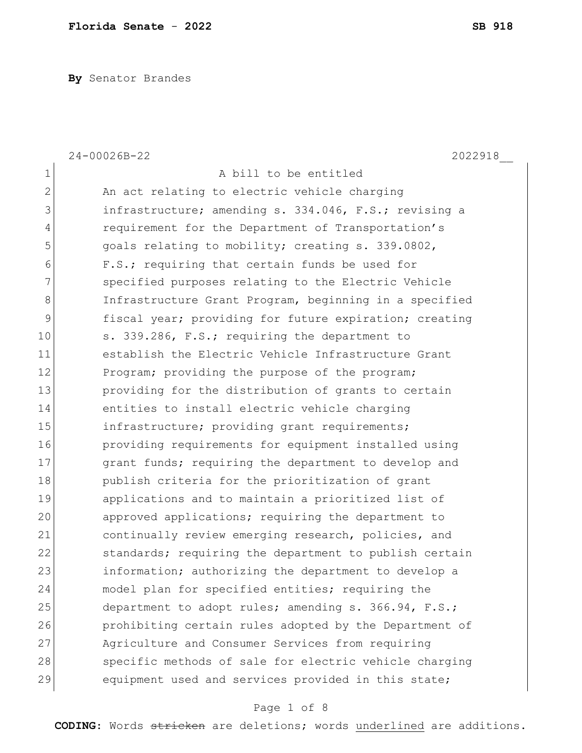**By** Senator Brandes

24-00026B-22 2022918__

A bill to be entitled

An act relating to electric vehicle charging infrastructure; amending s. 334.046, F.S.; revising a requirement for the Department of Transportation's goals relating to mobility; creating s. 339.0802, F.S.; requiring that certain funds be used for specified purposes relating to the Electric Vehicle Infrastructure Grant Program, beginning in a specified fiscal year; providing for future expiration; creating s. 339.286, F.S.; requiring the department to establish the Electric Vehicle Infrastructure Grant Program; providing the purpose of the program; providing for the distribution of grants to certain entities to install electric vehicle charging infrastructure; providing grant requirements; providing requirements for equipment installed using grant funds; requiring the department to develop and publish criteria for the prioritization of grant applications and to maintain a prioritized list of approved applications; requiring the department to continually review emerging research, policies, and standards; requiring the department to publish certain information; authorizing the department to develop a model plan for specified entities; requiring the department to adopt rules; amending s. 366.94, F.S.; prohibiting certain rules adopted by the Department of Agriculture and Consumer Services from requiring specific methods of sale for electric vehicle charging equipment used and services provided in this state;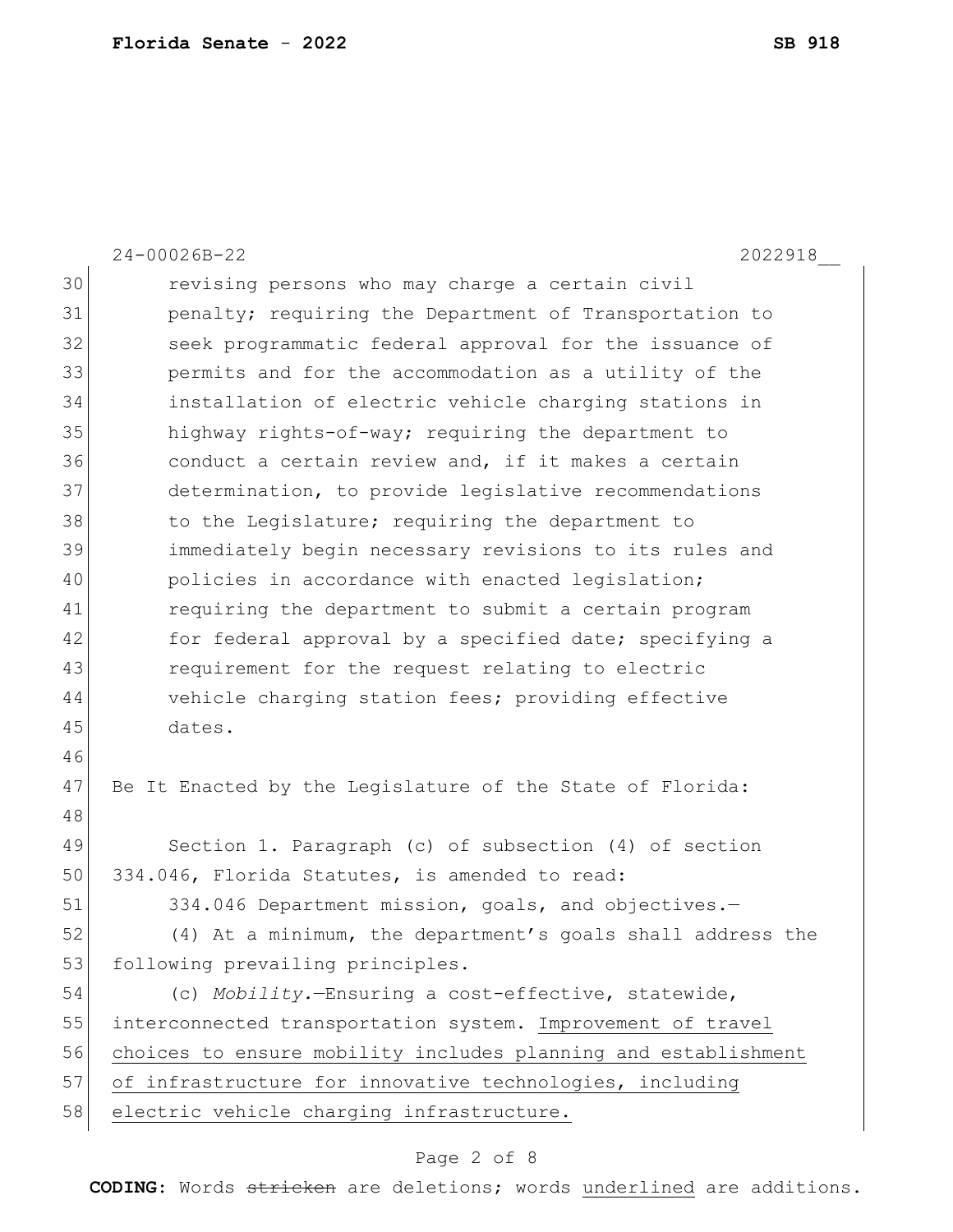revising persons who may charge a certain civil penalty; requiring the Department of Transportation to seek programmatic federal approval for the issuance of permits and for the accommodation as a utility of the installation of electric vehicle charging stations in highway rights-of-way; requiring the department to conduct a certain review and, if it makes a certain determination, to provide legislative recommendations to the Legislature; requiring the department to immediately begin necessary revisions to its rules and policies in accordance with enacted legislation; requiring the department to submit a certain program for federal approval by a specified date; specifying a requirement for the request relating to electric vehicle charging station fees; providing effective dates.

Be It Enacted by the Legislature of the State of Florida:

Section 1. Paragraph (c) of subsection (4) of section 334.046, Florida Statutes, is amended to read:

334.046 Department mission, goals, and objectives.—

(4) At a minimum, the department's goals shall address the following prevailing principles.

(c) *Mobility.*—Ensuring a cost-effective, statewide, interconnected transportation system. <u>Improvement of travel choices to ensure mobility includes planning and establishment of infrastructure for innovative technologies, including electric vehicle charging infrastructure.</u>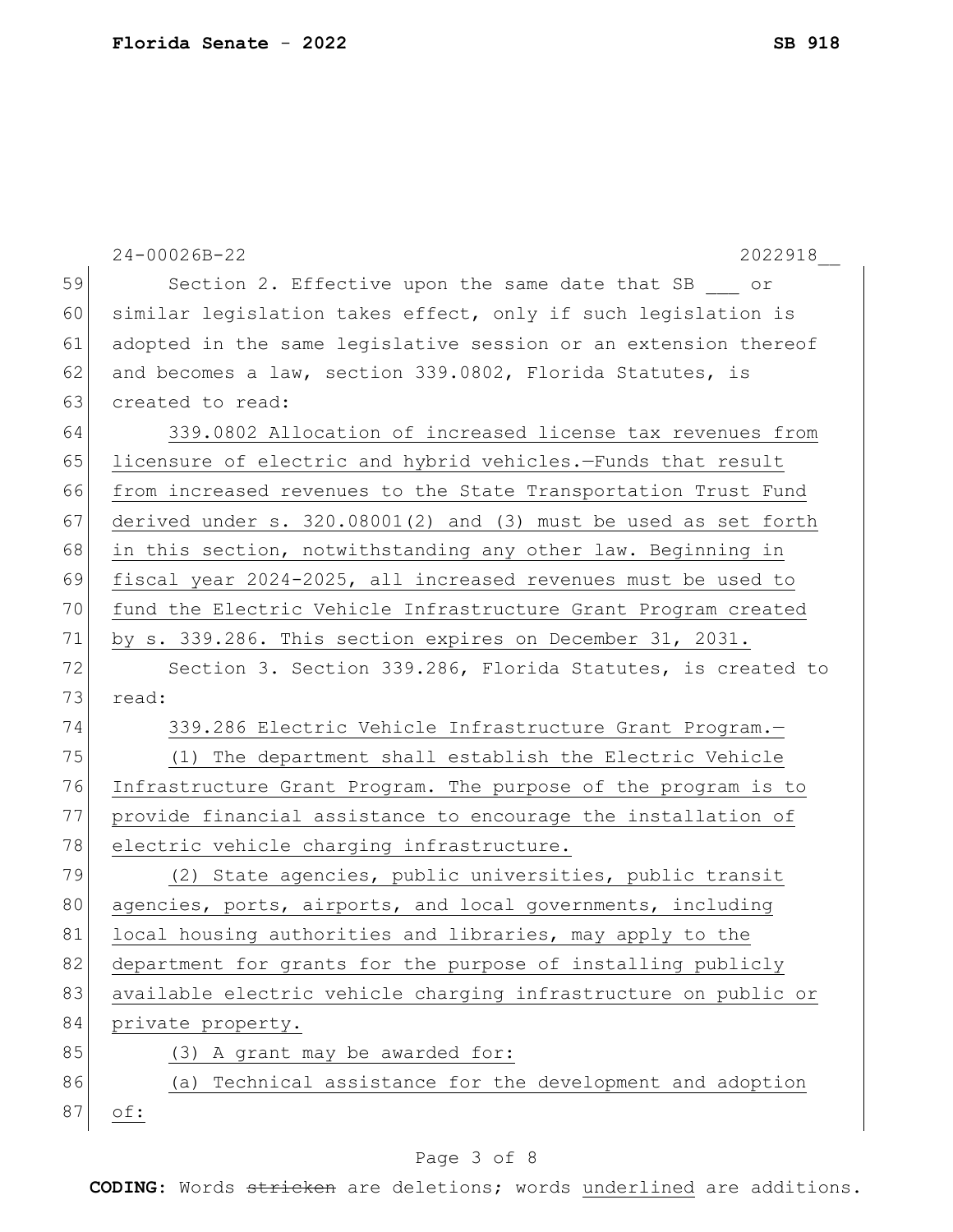24-00026B-22 2022918__

Section 2. Effective upon the same date that SB ___ or similar legislation takes effect, only if such legislation is adopted in the same legislative session or an extension thereof and becomes a law, section 339.0802, Florida Statutes, is created to read:

339.0802 Allocation of increased license tax revenues from licensure of electric and hybrid vehicles.—Funds that result from increased revenues to the State Transportation Trust Fund derived under s. 320.08001(2) and (3) must be used as set forth in this section, notwithstanding any other law. Beginning in fiscal year 2024-2025, all increased revenues must be used to fund the Electric Vehicle Infrastructure Grant Program created by s. 339.286. This section expires on December 31, 2031.

Section 3. Section 339.286, Florida Statutes, is created to read:

339.286 Electric Vehicle Infrastructure Grant Program.—

(1) The department shall establish the Electric Vehicle Infrastructure Grant Program. The purpose of the program is to provide financial assistance to encourage the installation of electric vehicle charging infrastructure.

(2) State agencies, public universities, public transit agencies, ports, airports, and local governments, including local housing authorities and libraries, may apply to the department for grants for the purpose of installing publicly available electric vehicle charging infrastructure on public or private property.

(3) A grant may be awarded for:

(a) Technical assistance for the development and adoption of: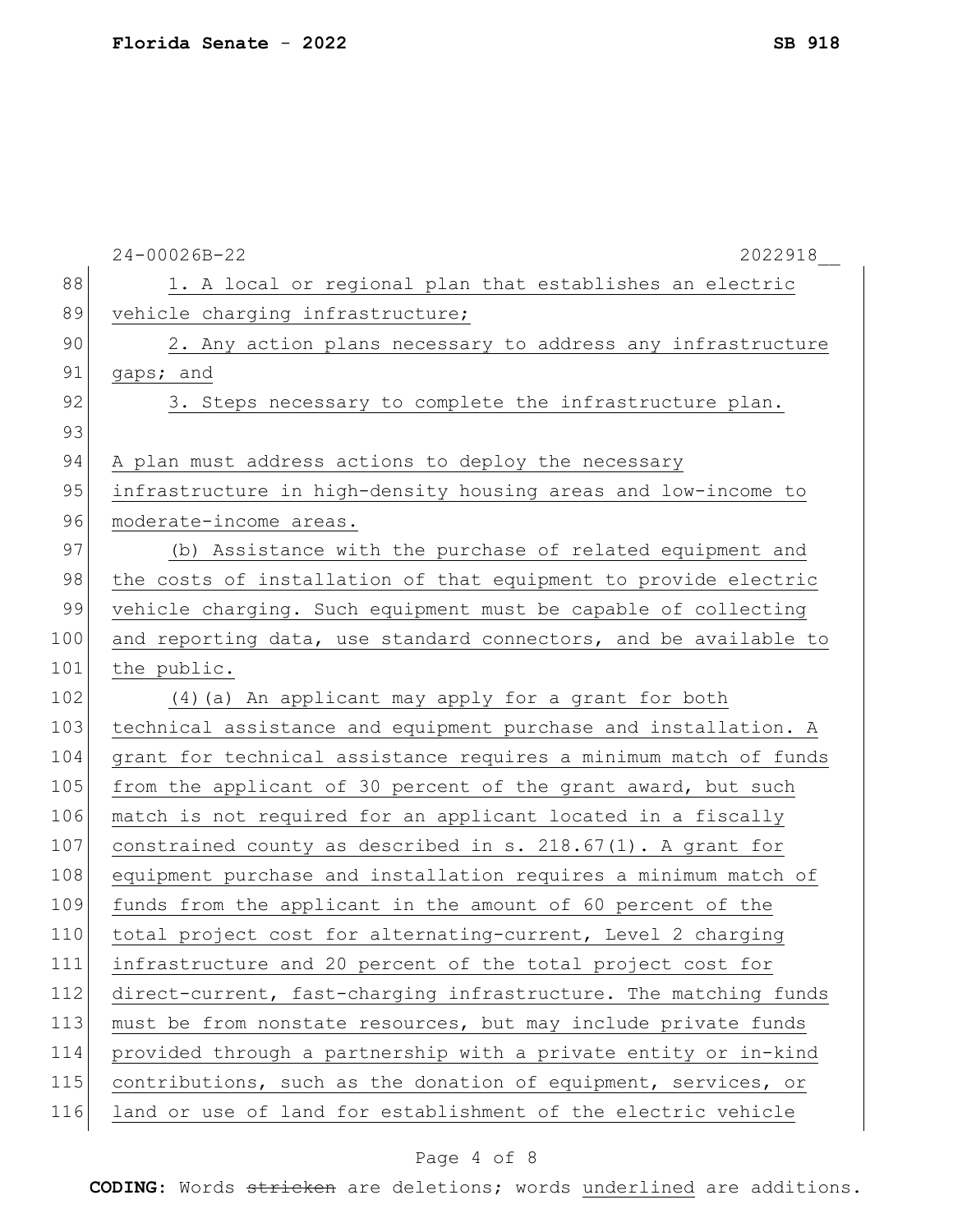1. A local or regional plan that establishes an electric vehicle charging infrastructure;

2. Any action plans necessary to address any infrastructure gaps; and

3. Steps necessary to complete the infrastructure plan.

A plan must address actions to deploy the necessary infrastructure in high-density housing areas and low-income to moderate-income areas.

(b) Assistance with the purchase of related equipment and the costs of installation of that equipment to provide electric vehicle charging. Such equipment must be capable of collecting and reporting data, use standard connectors, and be available to the public.

(4)(a) An applicant may apply for a grant for both technical assistance and equipment purchase and installation. A grant for technical assistance requires a minimum match of funds from the applicant of 30 percent of the grant award, but such match is not required for an applicant located in a fiscally constrained county as described in s. 218.67(1). A grant for equipment purchase and installation requires a minimum match of funds from the applicant in the amount of 60 percent of the total project cost for alternating-current, Level 2 charging infrastructure and 20 percent of the total project cost for direct-current, fast-charging infrastructure. The matching funds must be from nonstate resources, but may include private funds provided through a partnership with a private entity or in-kind contributions, such as the donation of equipment, services, or land or use of land for establishment of the electric vehicle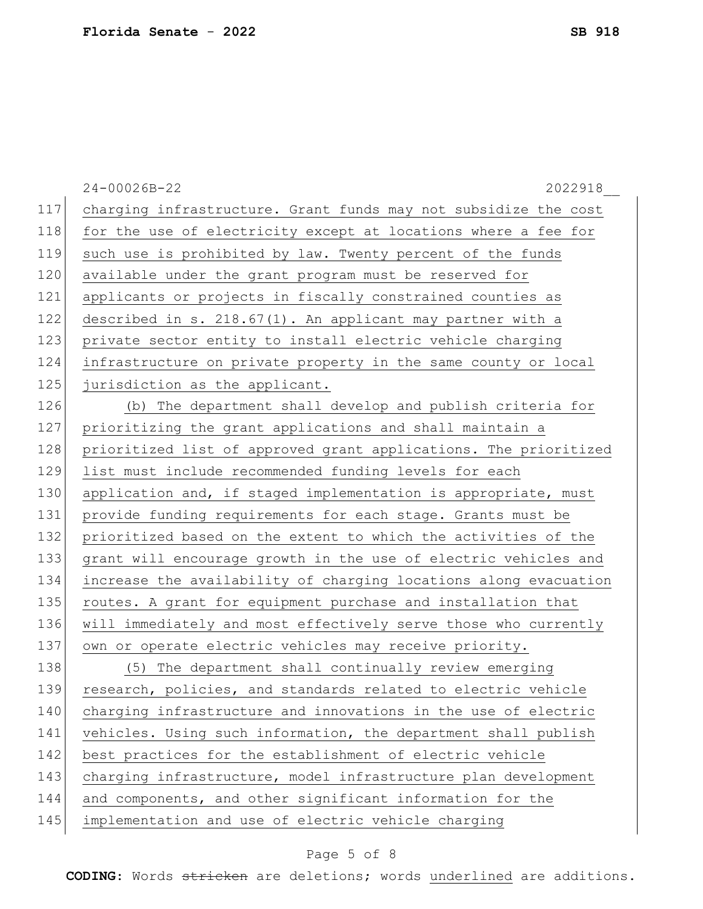charging infrastructure. Grant funds may not subsidize the cost for the use of electricity except at locations where a fee for such use is prohibited by law. Twenty percent of the funds available under the grant program must be reserved for applicants or projects in fiscally constrained counties as described in s. 218.67(1). An applicant may partner with a private sector entity to install electric vehicle charging infrastructure on private property in the same county or local jurisdiction as the applicant.

(b) The department shall develop and publish criteria for prioritizing the grant applications and shall maintain a prioritized list of approved grant applications. The prioritized list must include recommended funding levels for each application and, if staged implementation is appropriate, must provide funding requirements for each stage. Grants must be prioritized based on the extent to which the activities of the grant will encourage growth in the use of electric vehicles and increase the availability of charging locations along evacuation routes. A grant for equipment purchase and installation that will immediately and most effectively serve those who currently own or operate electric vehicles may receive priority.

(5) The department shall continually review emerging research, policies, and standards related to electric vehicle charging infrastructure and innovations in the use of electric vehicles. Using such information, the department shall publish best practices for the establishment of electric vehicle charging infrastructure, model infrastructure plan development and components, and other significant information for the implementation and use of electric vehicle charging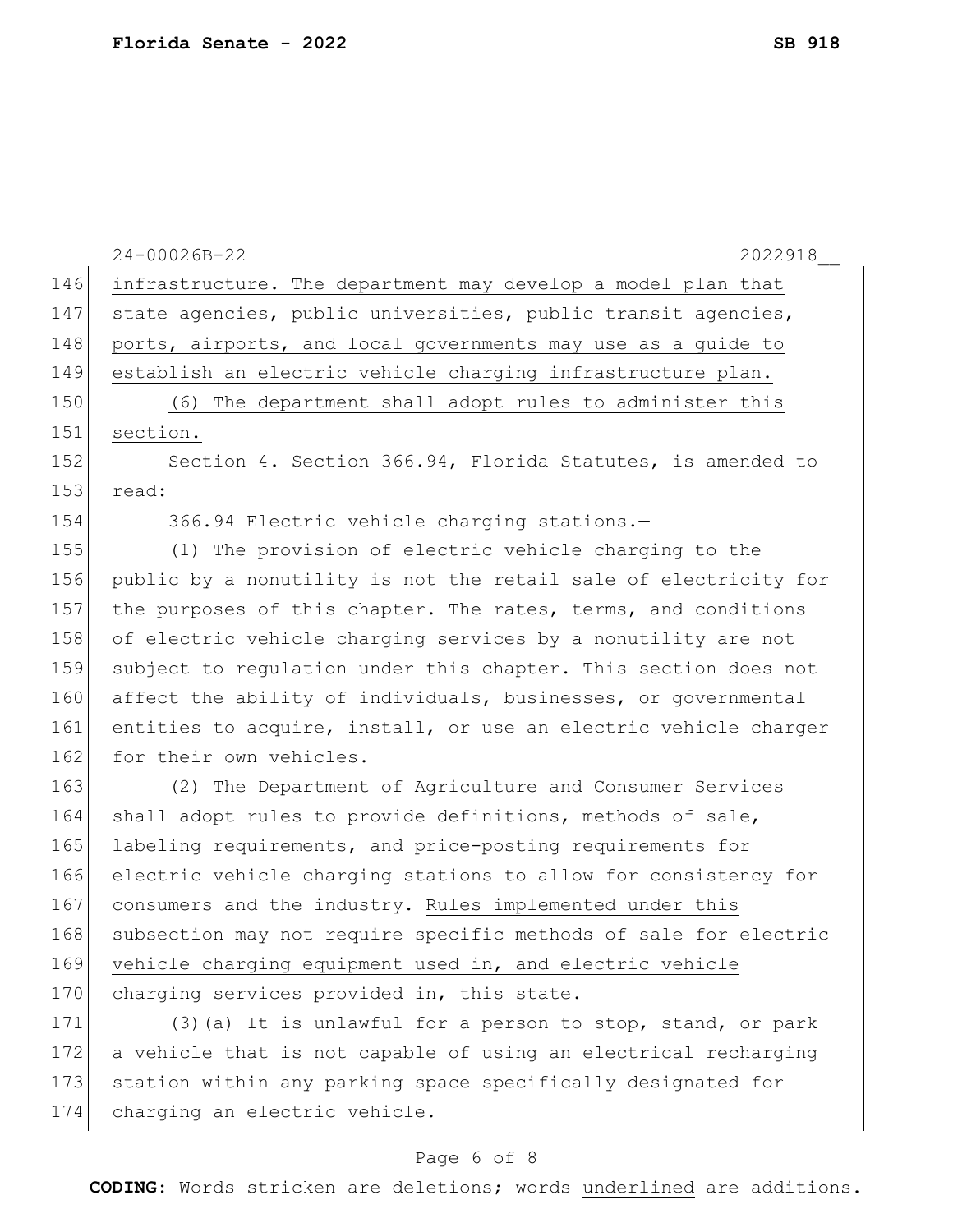infrastructure. The department may develop a model plan that state agencies, public universities, public transit agencies, ports, airports, and local governments may use as a guide to establish an electric vehicle charging infrastructure plan.

(6) The department shall adopt rules to administer this section.

Section 4. Section 366.94, Florida Statutes, is amended to read:

366.94 Electric vehicle charging stations.—

(1) The provision of electric vehicle charging to the public by a nonutility is not the retail sale of electricity for the purposes of this chapter. The rates, terms, and conditions of electric vehicle charging services by a nonutility are not subject to regulation under this chapter. This section does not affect the ability of individuals, businesses, or governmental entities to acquire, install, or use an electric vehicle charger for their own vehicles.

(2) The Department of Agriculture and Consumer Services shall adopt rules to provide definitions, methods of sale, labeling requirements, and price-posting requirements for electric vehicle charging stations to allow for consistency for consumers and the industry. Rules implemented under this subsection may not require specific methods of sale for electric vehicle charging equipment used in, and electric vehicle charging services provided in, this state.

(3)(a) It is unlawful for a person to stop, stand, or park a vehicle that is not capable of using an electrical recharging station within any parking space specifically designated for charging an electric vehicle.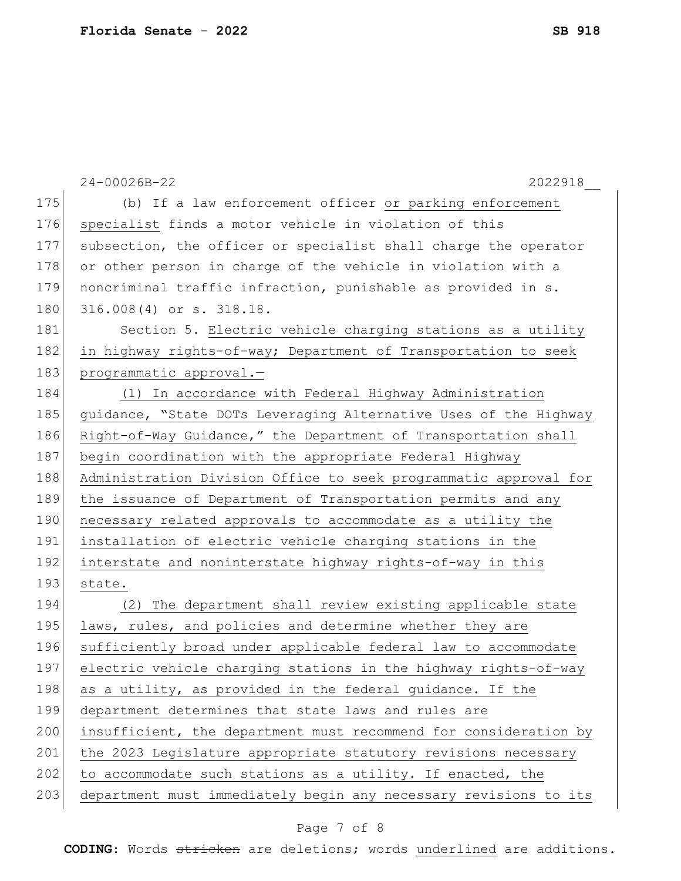(b) If a law enforcement officer or parking enforcement specialist finds a motor vehicle in violation of this subsection, the officer or specialist shall charge the operator or other person in charge of the vehicle in violation with a noncriminal traffic infraction, punishable as provided in s. 316.008(4) or s. 318.18.

Section 5. Electric vehicle charging stations as a utility in highway rights-of-way; Department of Transportation to seek programmatic approval.—

(1) In accordance with Federal Highway Administration guidance, "State DOTs Leveraging Alternative Uses of the Highway Right-of-Way Guidance," the Department of Transportation shall begin coordination with the appropriate Federal Highway Administration Division Office to seek programmatic approval for the issuance of Department of Transportation permits and any necessary related approvals to accommodate as a utility the installation of electric vehicle charging stations in the interstate and noninterstate highway rights-of-way in this state.

(2) The department shall review existing applicable state laws, rules, and policies and determine whether they are sufficiently broad under applicable federal law to accommodate electric vehicle charging stations in the highway rights-of-way as a utility, as provided in the federal guidance. If the department determines that state laws and rules are insufficient, the department must recommend for consideration by the 2023 Legislature appropriate statutory revisions necessary to accommodate such stations as a utility. If enacted, the department must immediately begin any necessary revisions to its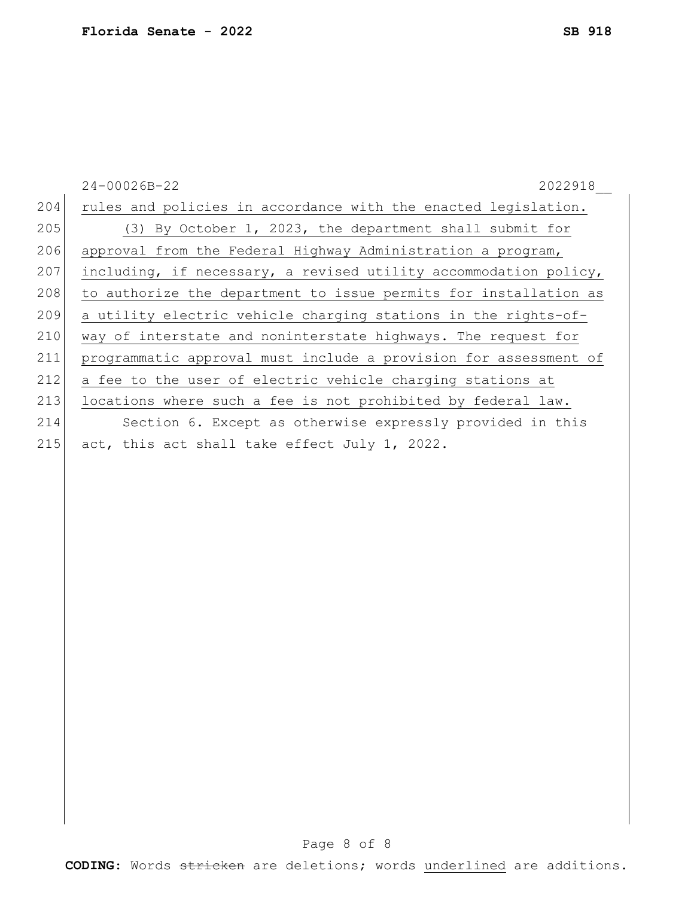24-00026B-22 2022918__

204 rules and policies in accordance with the enacted legislation.

205 (3) By October 1, 2023, the department shall submit for

206 approval from the Federal Highway Administration a program,

207 including, if necessary, a revised utility accommodation policy,

208 to authorize the department to issue permits for installation as

209 a utility electric vehicle charging stations in the rights-of-

210 way of interstate and noninterstate highways. The request for

211 programmatic approval must include a provision for assessment of

212 a fee to the user of electric vehicle charging stations at

213 locations where such a fee is not prohibited by federal law.

214 Section 6. Except as otherwise expressly provided in this

215 act, this act shall take effect July 1, 2022.

**CODING:** Words ~~stricken~~ are deletions; words underlined are additions.